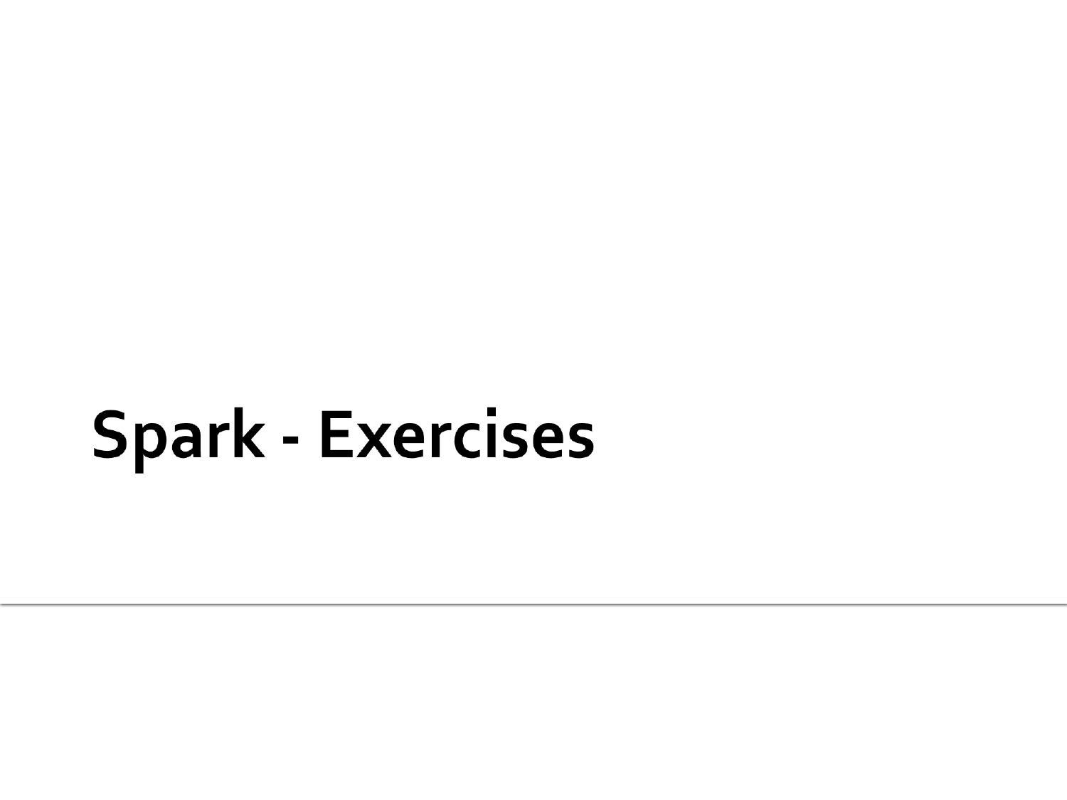# Spark - Exercises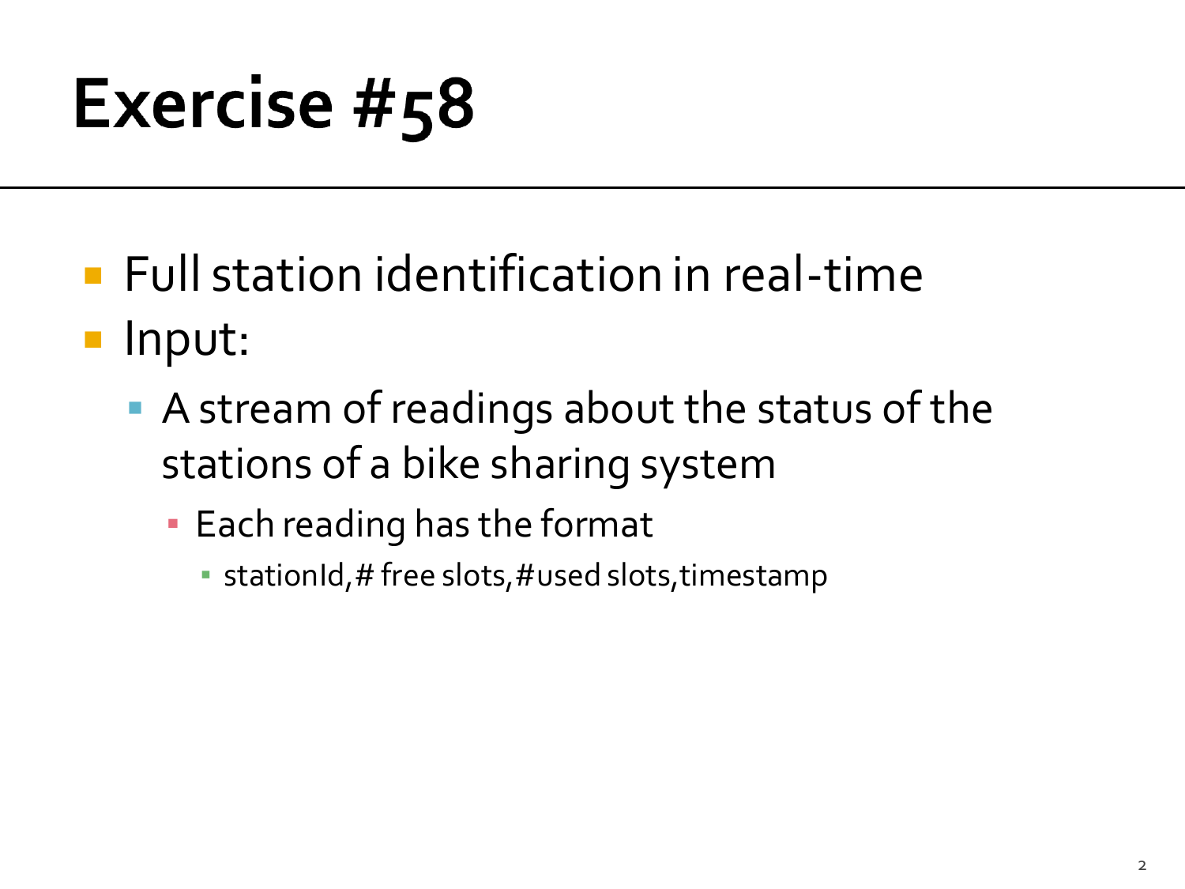# Exercise #58

- Full station identification in real-time
- Input:
  - A stream of readings about the status of the stations of a bike sharing system
    - Each reading has the format
      - stationId,# free slots,#used slots,timestamp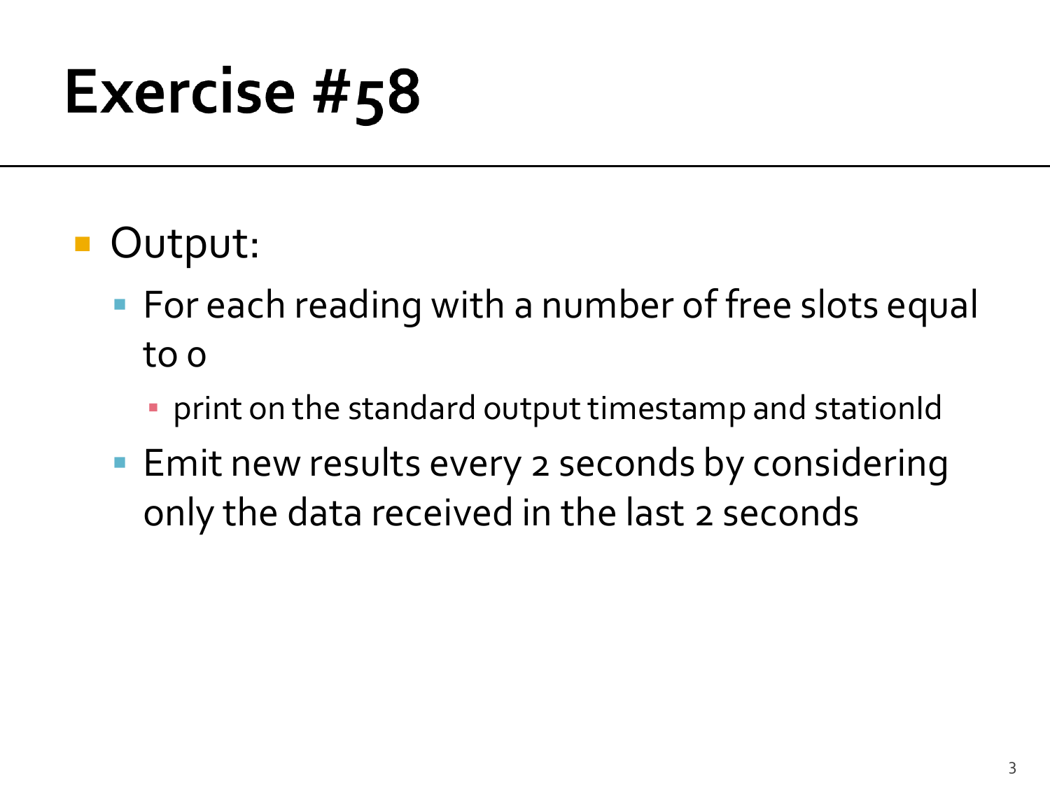# Exercise #58

- Output:
  - For each reading with a number of free slots equal to 0
    - print on the standard output timestamp and stationId
  - Emit new results every 2 seconds by considering only the data received in the last 2 seconds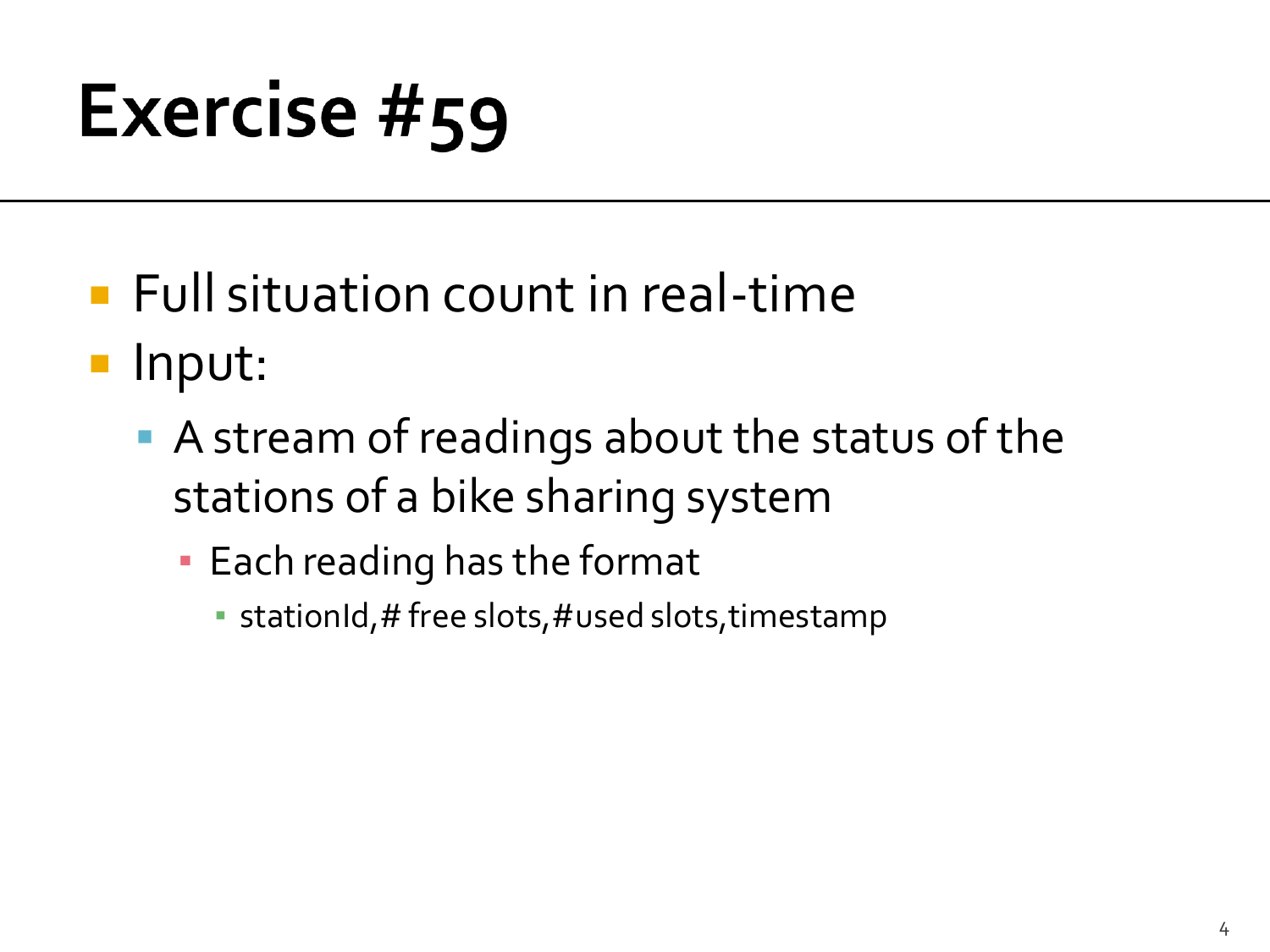# Exercise #59

- Full situation count in real-time
- Input:
  - A stream of readings about the status of the stations of a bike sharing system
    - Each reading has the format
      - stationId,# free slots,#used slots,timestamp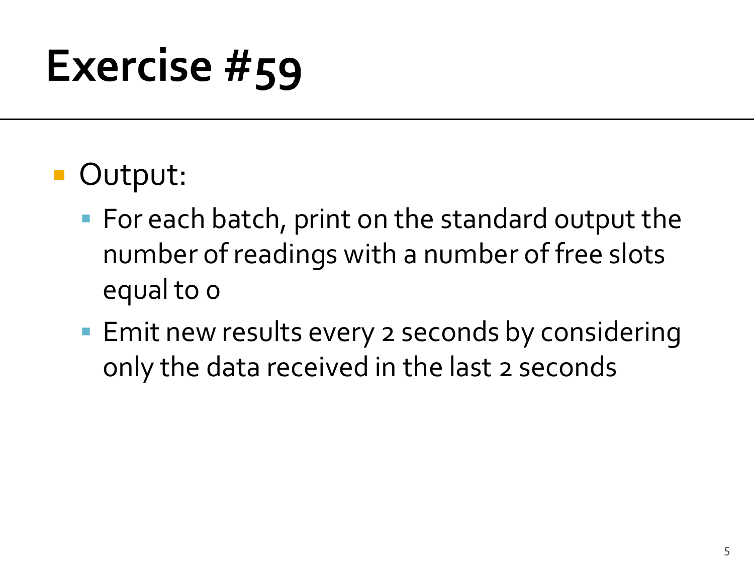# Exercise #59

- Output:
  - For each batch, print on the standard output the number of readings with a number of free slots equal to 0
  - Emit new results every 2 seconds by considering only the data received in the last 2 seconds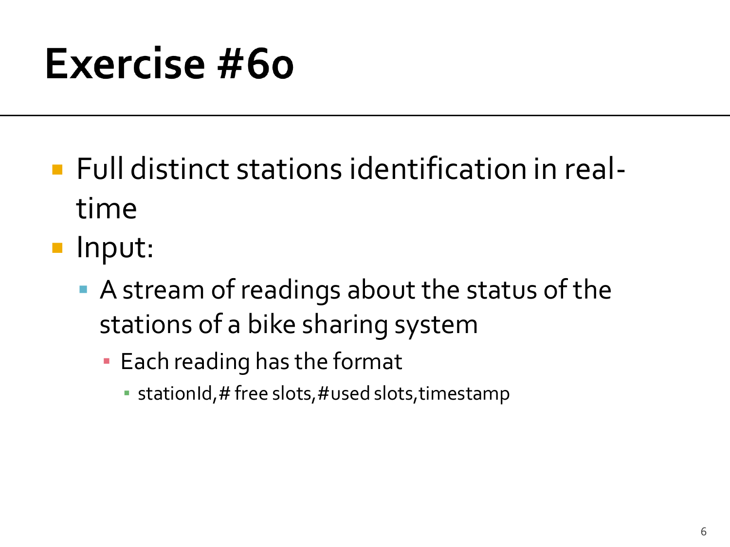# Exercise #60

- Full distinct stations identification in real-time
- Input:
  - A stream of readings about the status of the stations of a bike sharing system
    - Each reading has the format
      - stationId,# free slots,#used slots,timestamp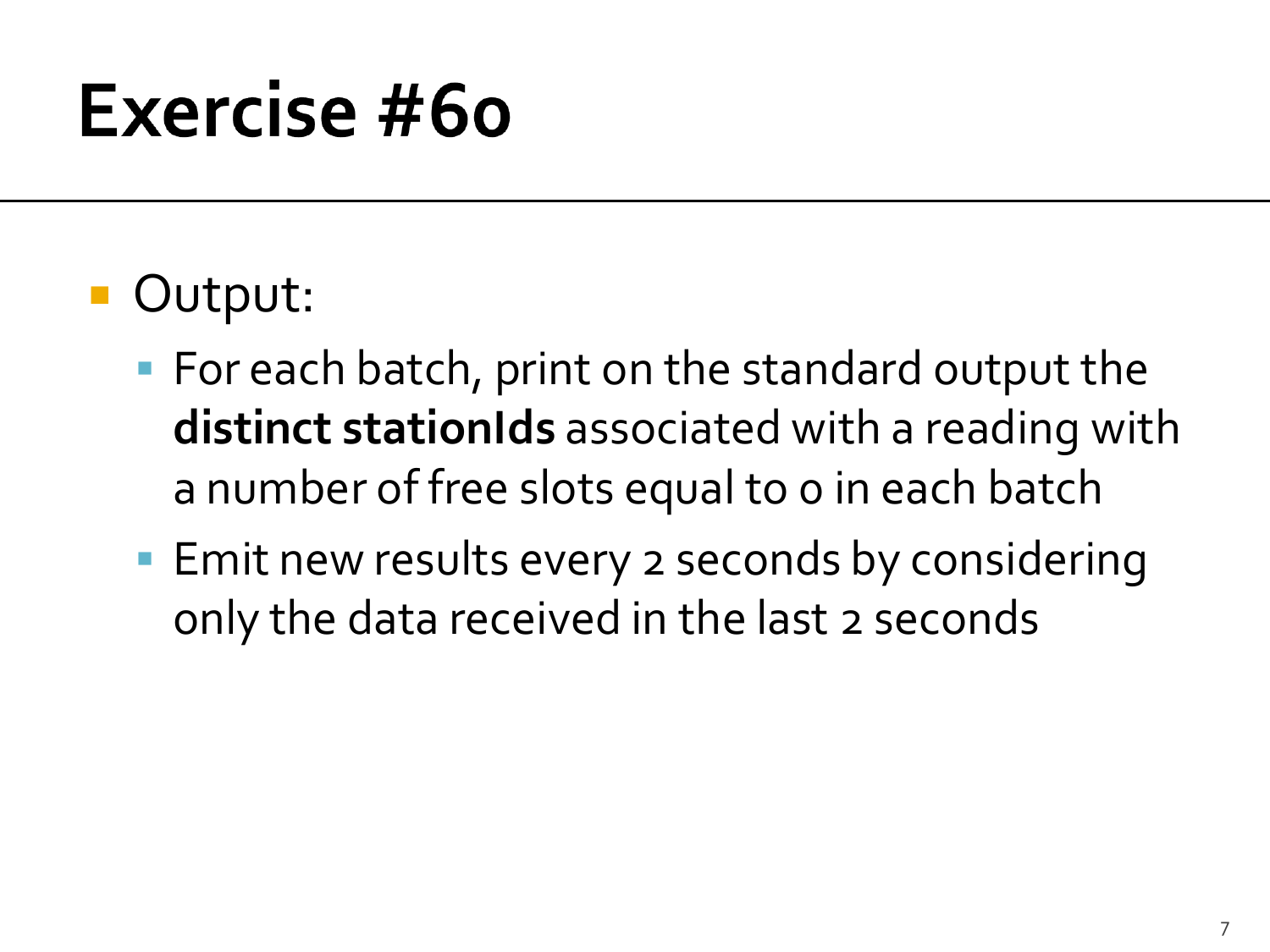# Exercise #60

- Output:
  - For each batch, print on the standard output the **distinct stationIds** associated with a reading with a number of free slots equal to 0 in each batch
  - Emit new results every 2 seconds by considering only the data received in the last 2 seconds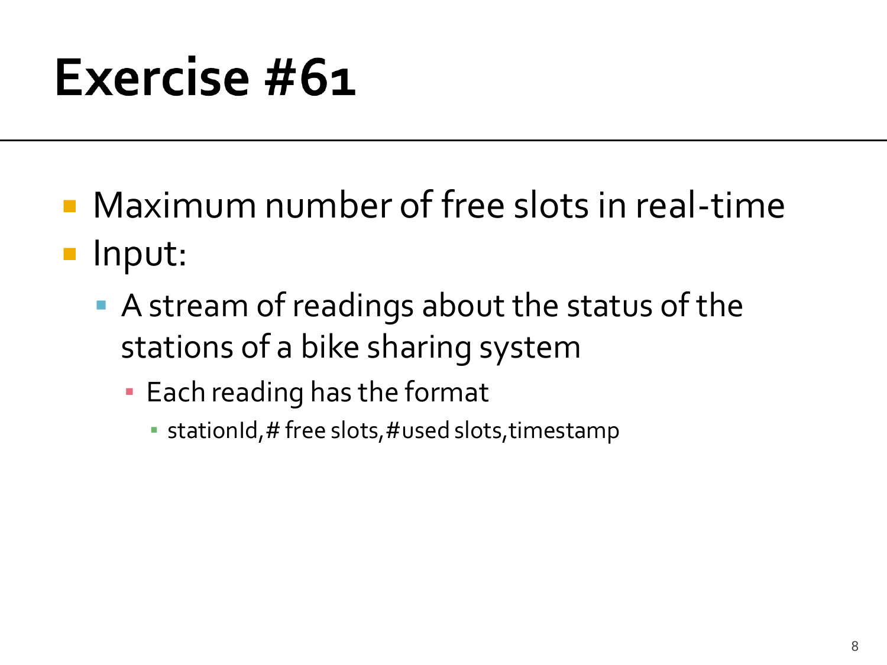# Exercise #61

- Maximum number of free slots in real-time
- Input:
  - A stream of readings about the status of the stations of a bike sharing system
    - Each reading has the format
      - stationId,# free slots,#used slots,timestamp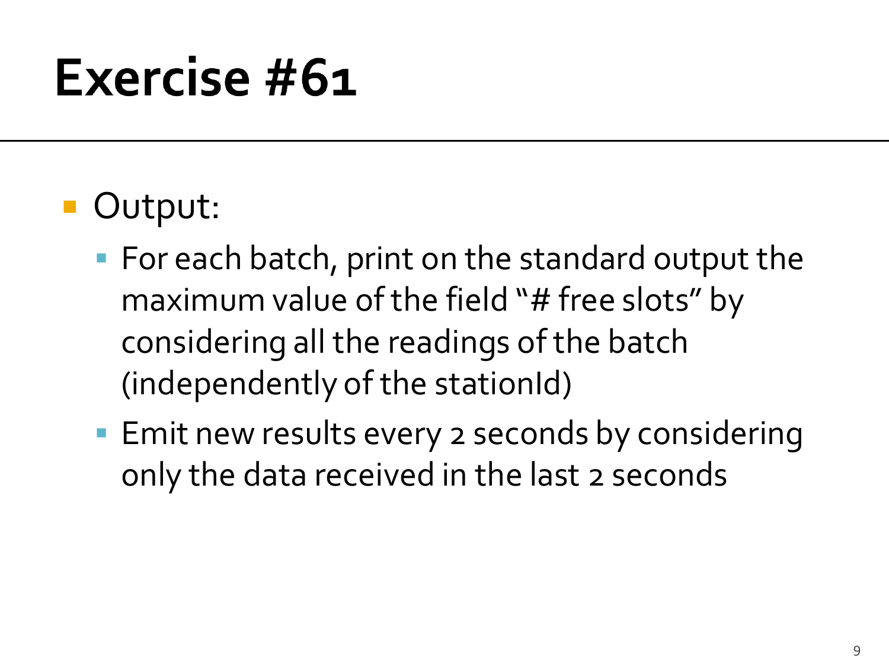# Exercise #61

- Output:
  - For each batch, print on the standard output the maximum value of the field "# free slots" by considering all the readings of the batch (independently of the stationId)
  - Emit new results every 2 seconds by considering only the data received in the last 2 seconds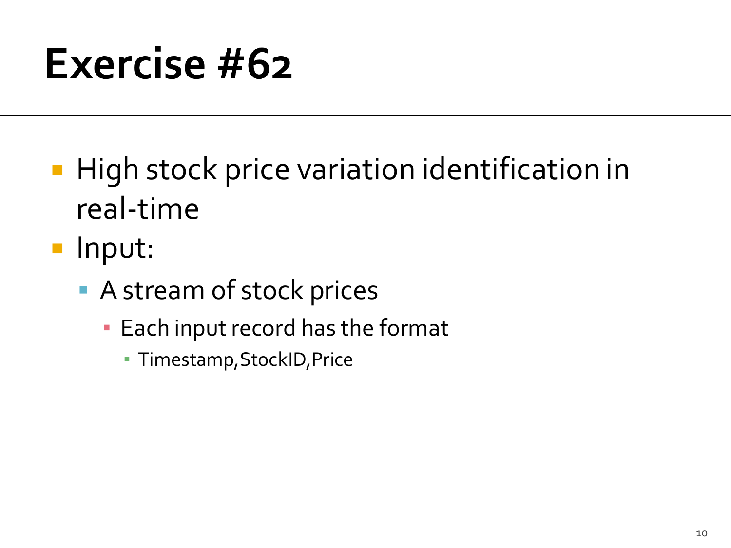# Exercise #62

- High stock price variation identification in real-time
- Input:
  - A stream of stock prices
    - Each input record has the format
      - Timestamp,StockID,Price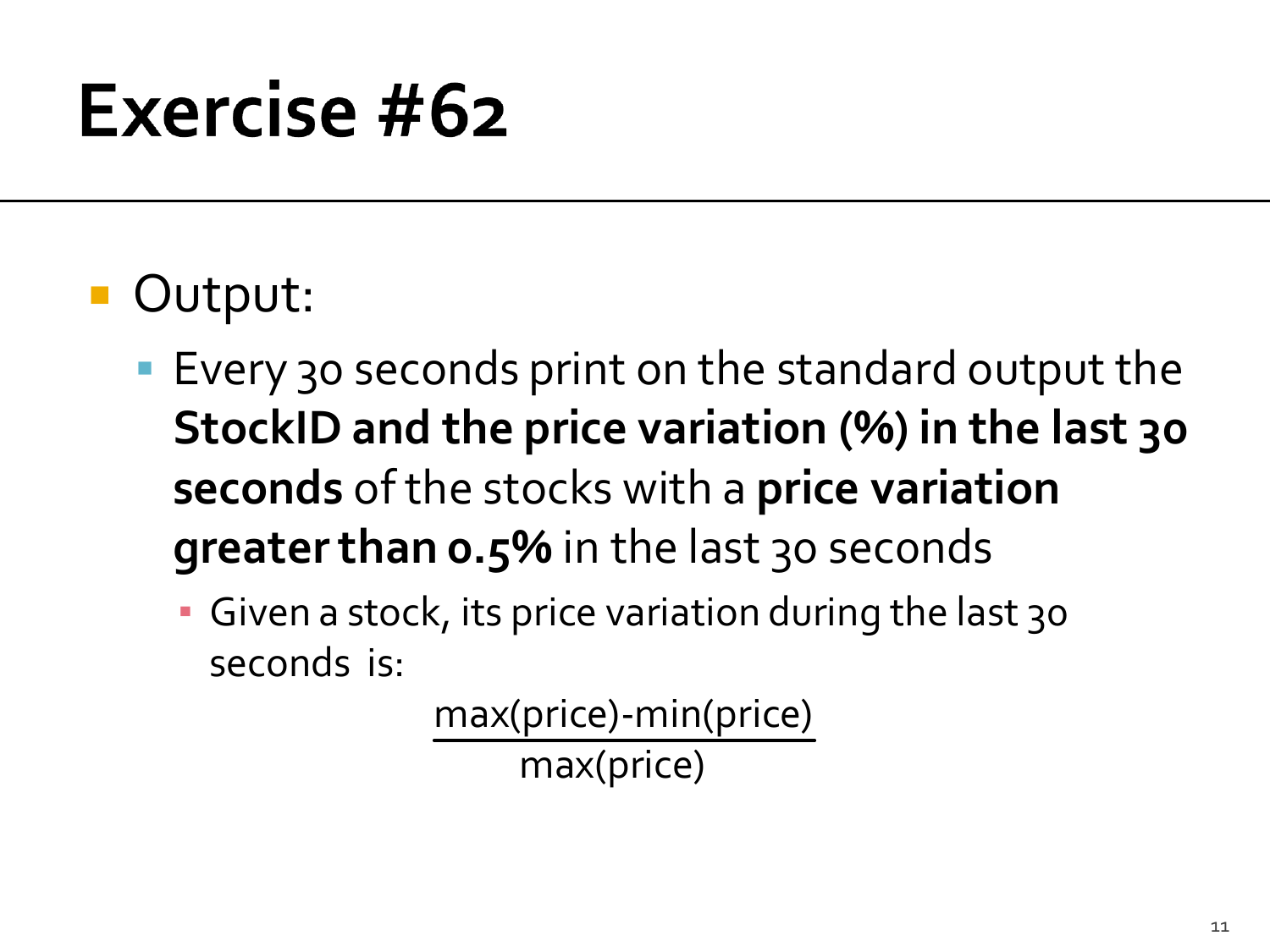# Exercise #62

- Output:
  - Every 30 seconds print on the standard output the **StockID and the price variation (%) in the last 30 seconds** of the stocks with a **price variation greater than 0.5%** in the last 30 seconds
    - Given a stock, its price variation during the last 30 seconds is:

$$\frac{\text{max(price)-min(price)}}{\text{max(price)}}$$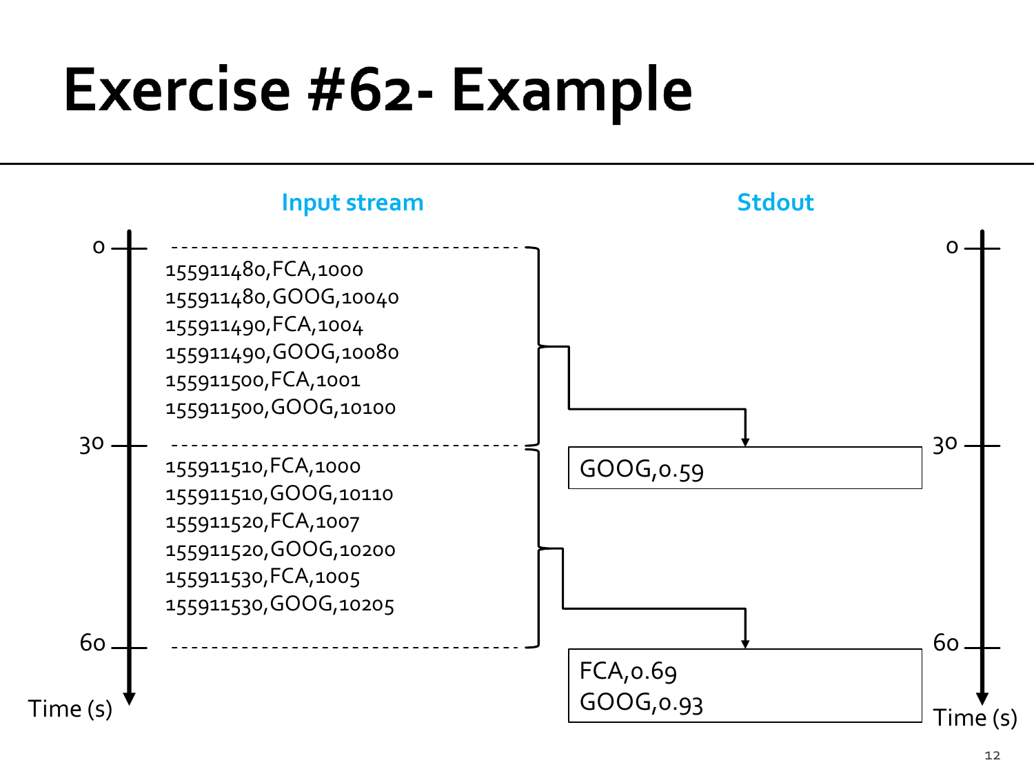# Exercise #62- Example

**Input stream**

| Time (s) | Input stream |
|---|---|
| 0–30 | 155911480,FCA,1000<br>155911480,GOOG,10040<br>155911490,FCA,1004<br>155911490,GOOG,10080<br>155911500,FCA,1001<br>155911500,GOOG,10100 |
| 30–60 | 155911510,FCA,1000<br>155911510,GOOG,10110<br>155911520,FCA,1007<br>155911520,GOOG,10200<br>155911530,FCA,1005<br>155911530,GOOG,10205 |

**Stdout**

| Time (s) | Stdout |
|---|---|
| 30 | GOOG,0.59 |
| 60 | FCA,0.69<br>GOOG,0.93 |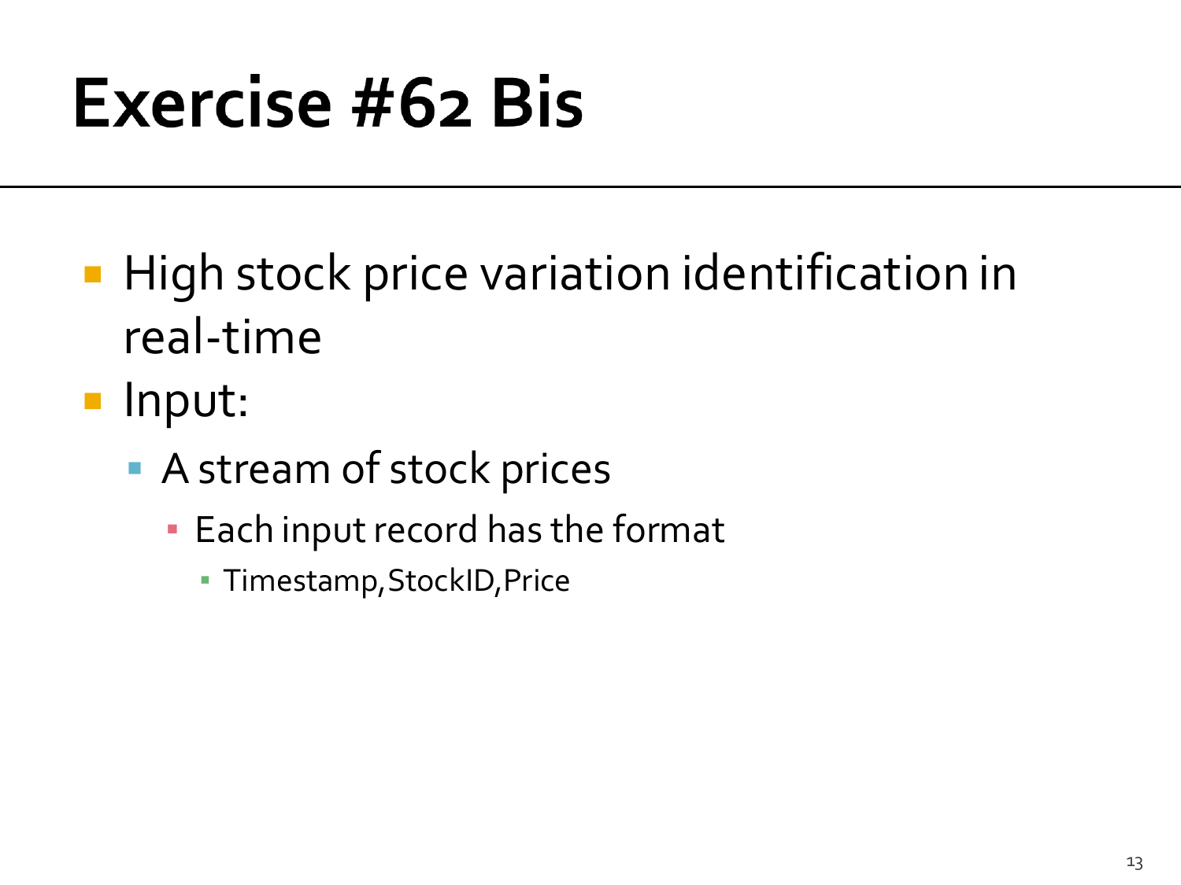# Exercise #62 Bis

- High stock price variation identification in real-time
- Input:
  - A stream of stock prices
    - Each input record has the format
      - Timestamp,StockID,Price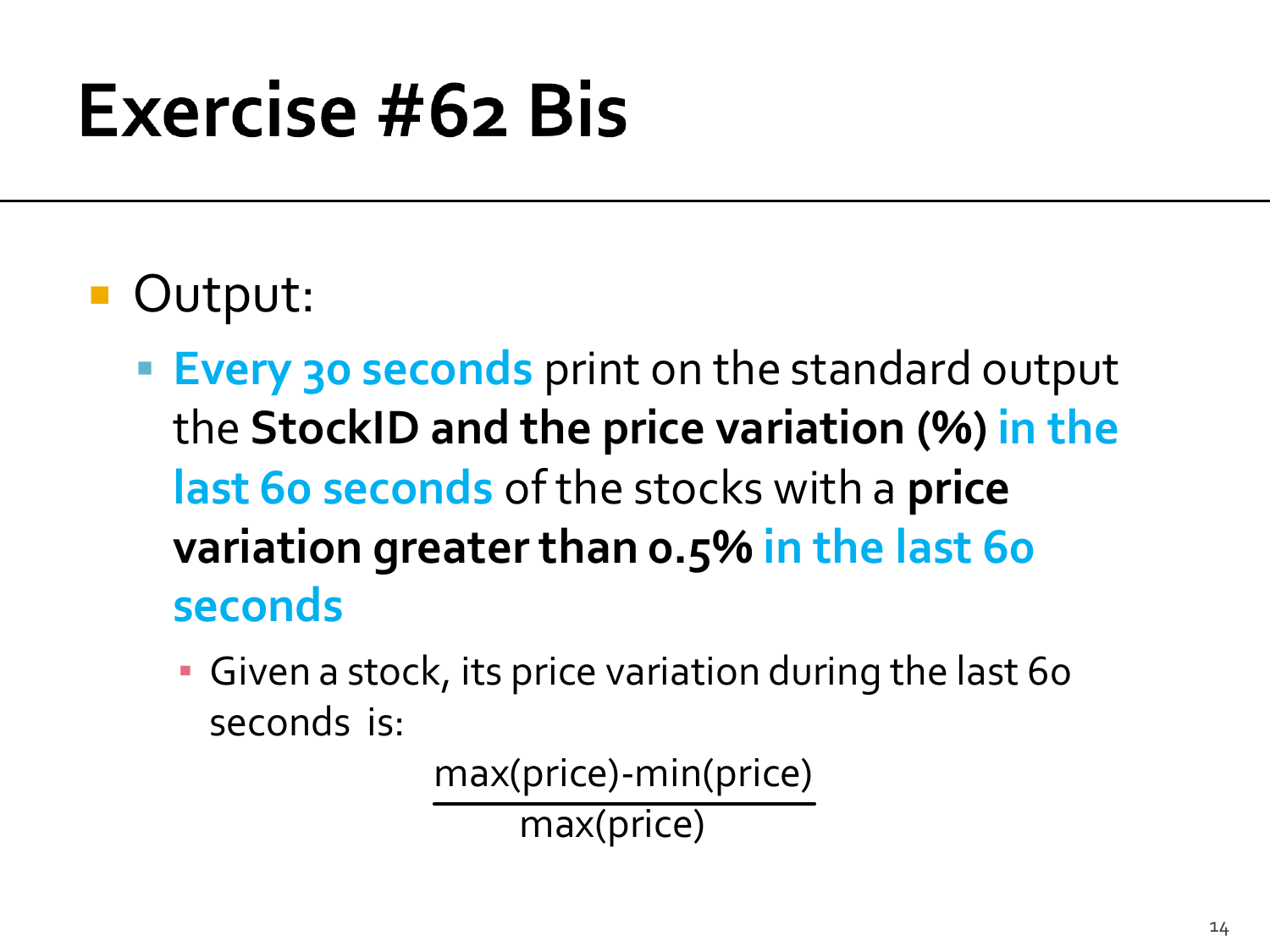# Exercise #62 Bis

- Output:
  - **Every 30 seconds** print on the standard output the **StockID and the price variation (%)** **in the last 60 seconds** of the stocks with a **price variation greater than 0.5%** **in the last 60 seconds**
    - Given a stock, its price variation during the last 60 seconds is:

$$\frac{\max(\text{price})-\min(\text{price})}{\max(\text{price})}$$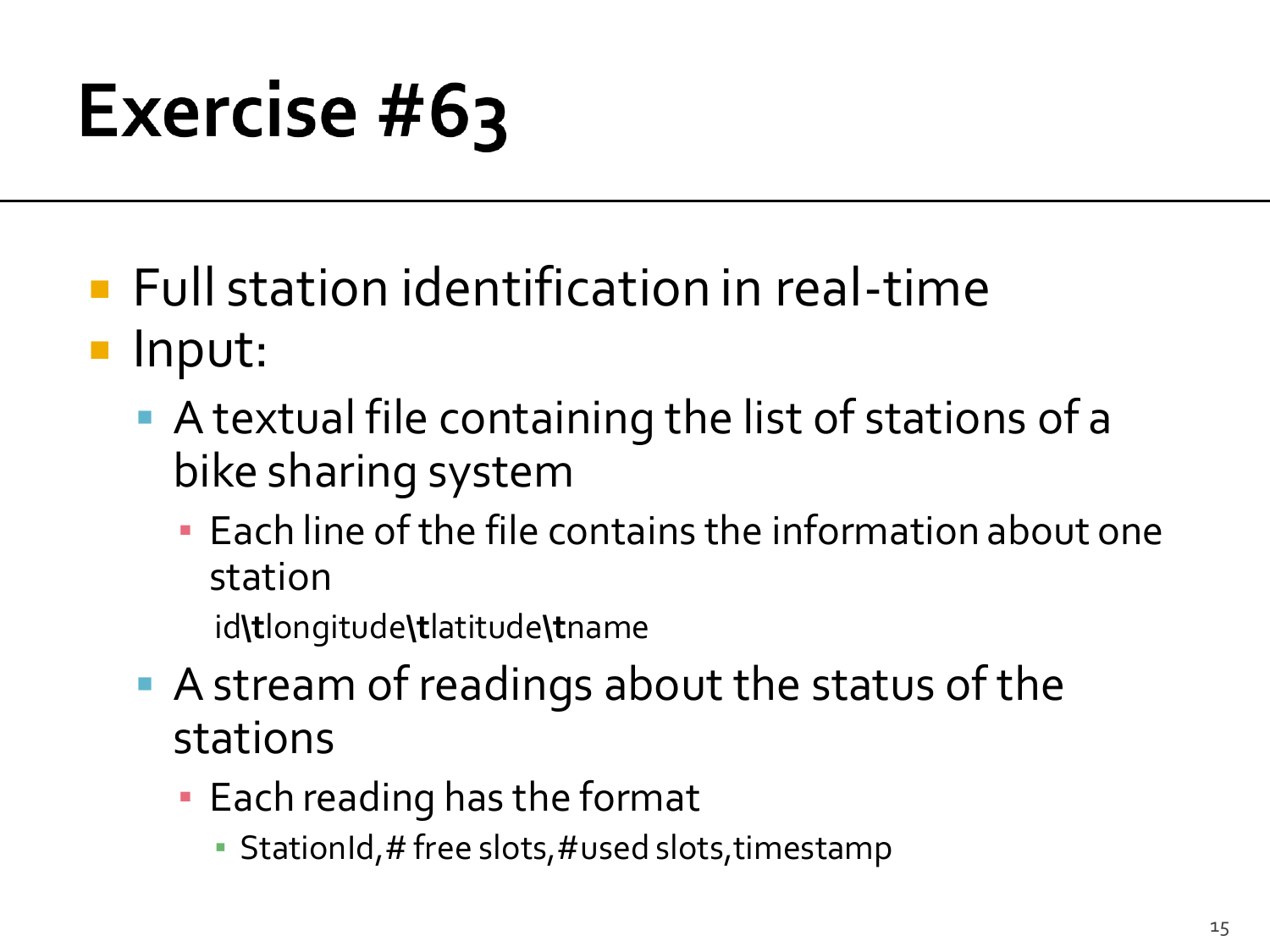# Exercise #63

- Full station identification in real-time
- Input:
  - A textual file containing the list of stations of a bike sharing system
    - Each line of the file contains the information about one station

      id**\t**longitude**\t**latitude**\t**name
  - A stream of readings about the status of the stations
    - Each reading has the format
      - StationId,# free slots,#used slots,timestamp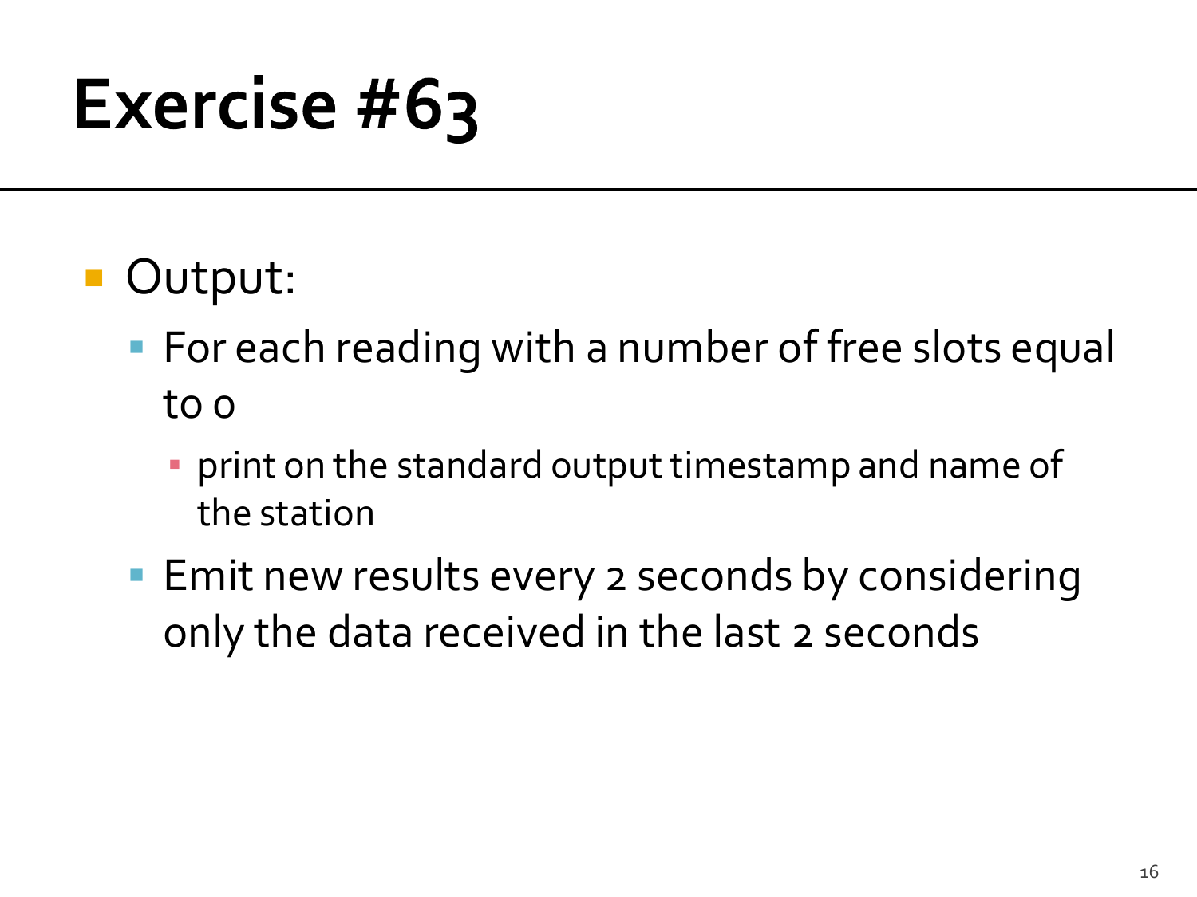# Exercise #63

- Output:
  - For each reading with a number of free slots equal to 0
    - print on the standard output timestamp and name of the station
  - Emit new results every 2 seconds by considering only the data received in the last 2 seconds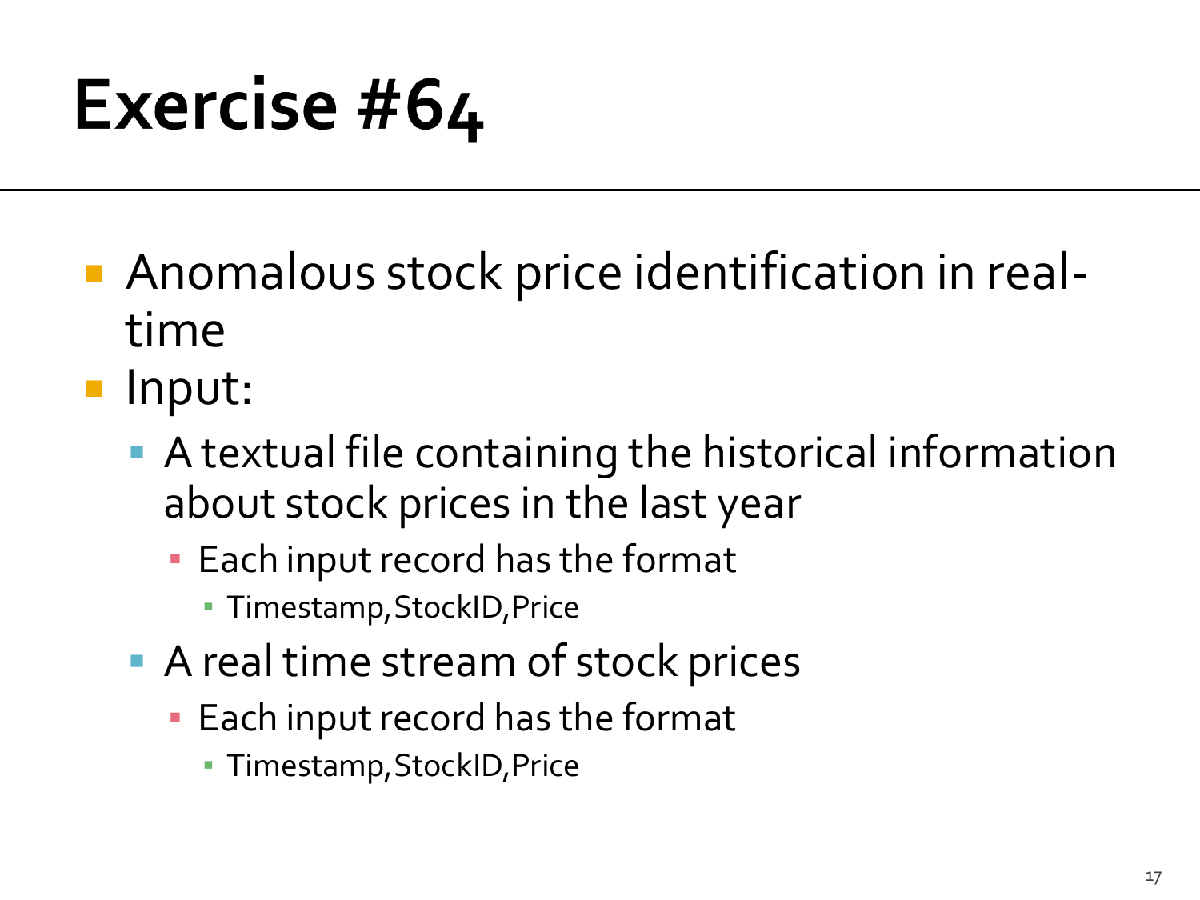# Exercise #64

- Anomalous stock price identification in real-time
- Input:
  - A textual file containing the historical information about stock prices in the last year
    - Each input record has the format
      - Timestamp,StockID,Price
  - A real time stream of stock prices
    - Each input record has the format
      - Timestamp,StockID,Price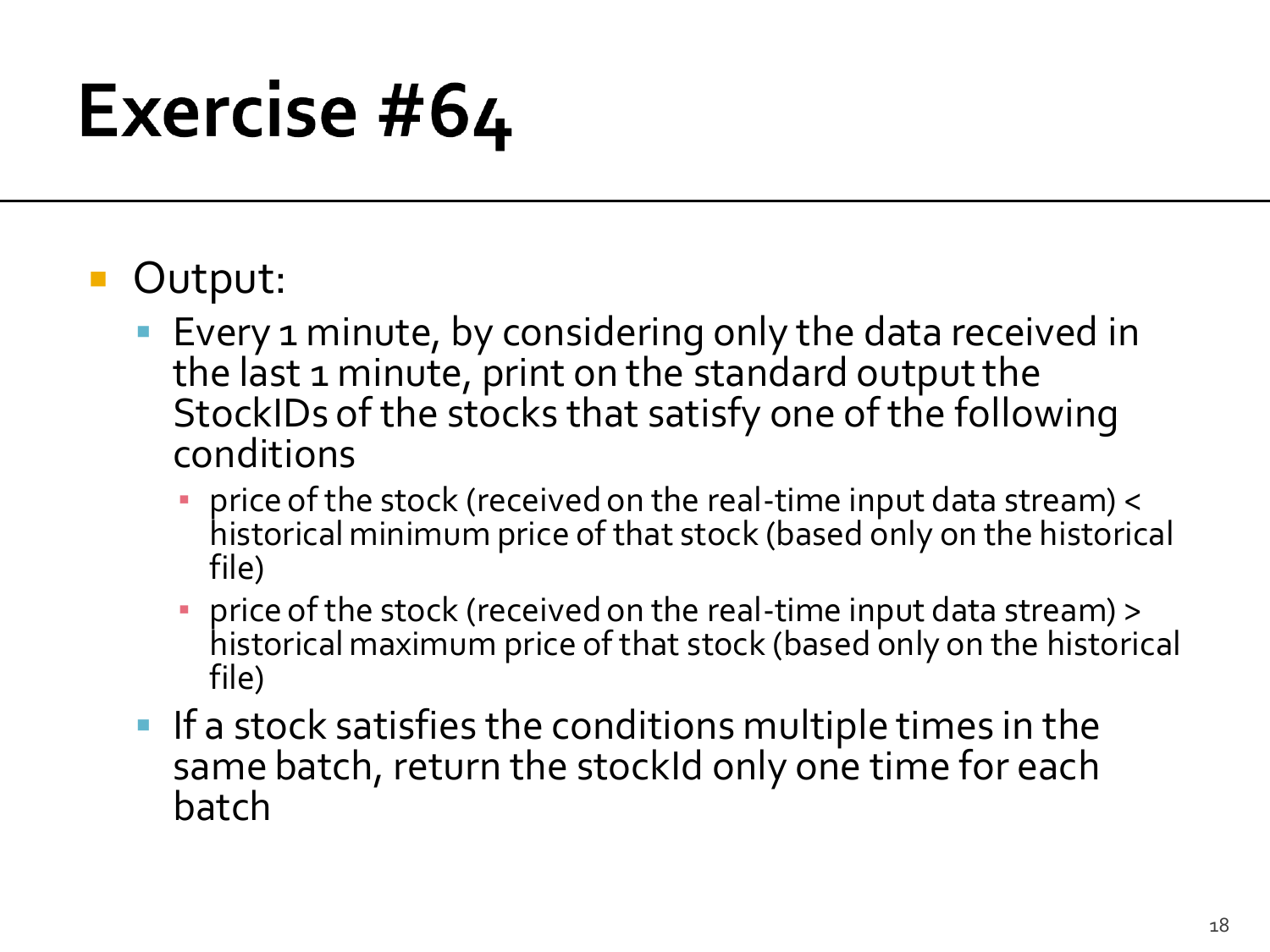# Exercise #64

- Output:
  - Every 1 minute, by considering only the data received in the last 1 minute, print on the standard output the StockIDs of the stocks that satisfy one of the following conditions
    - price of the stock (received on the real-time input data stream) < historical minimum price of that stock (based only on the historical file)
    - price of the stock (received on the real-time input data stream) > historical maximum price of that stock (based only on the historical file)
  - If a stock satisfies the conditions multiple times in the same batch, return the stockId only one time for each batch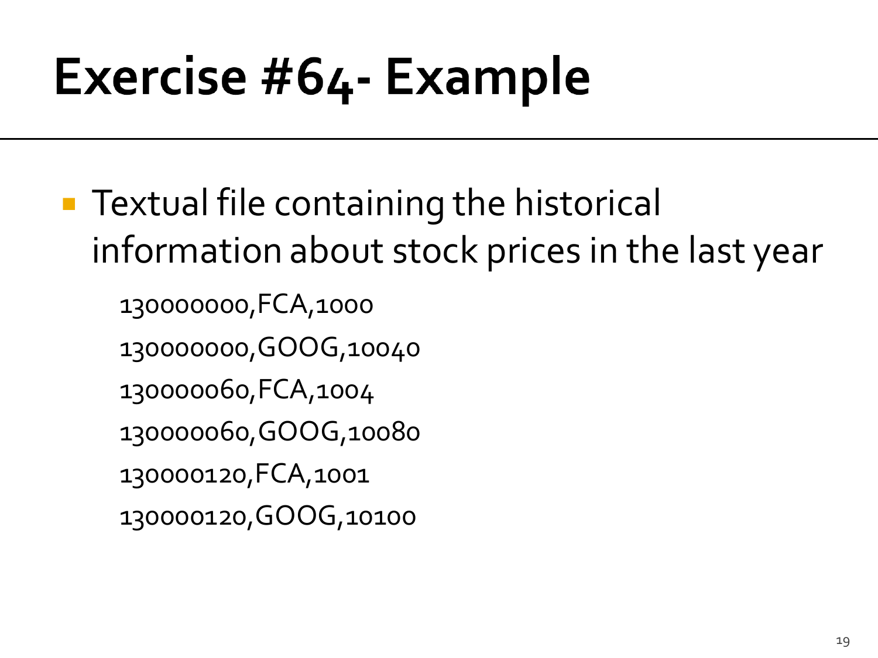# Exercise #64- Example

- Textual file containing the historical information about stock prices in the last year

```
130000000,FCA,1000
130000000,GOOG,10040
130000060,FCA,1004
130000060,GOOG,10080
130000120,FCA,1001
130000120,GOOG,10100
```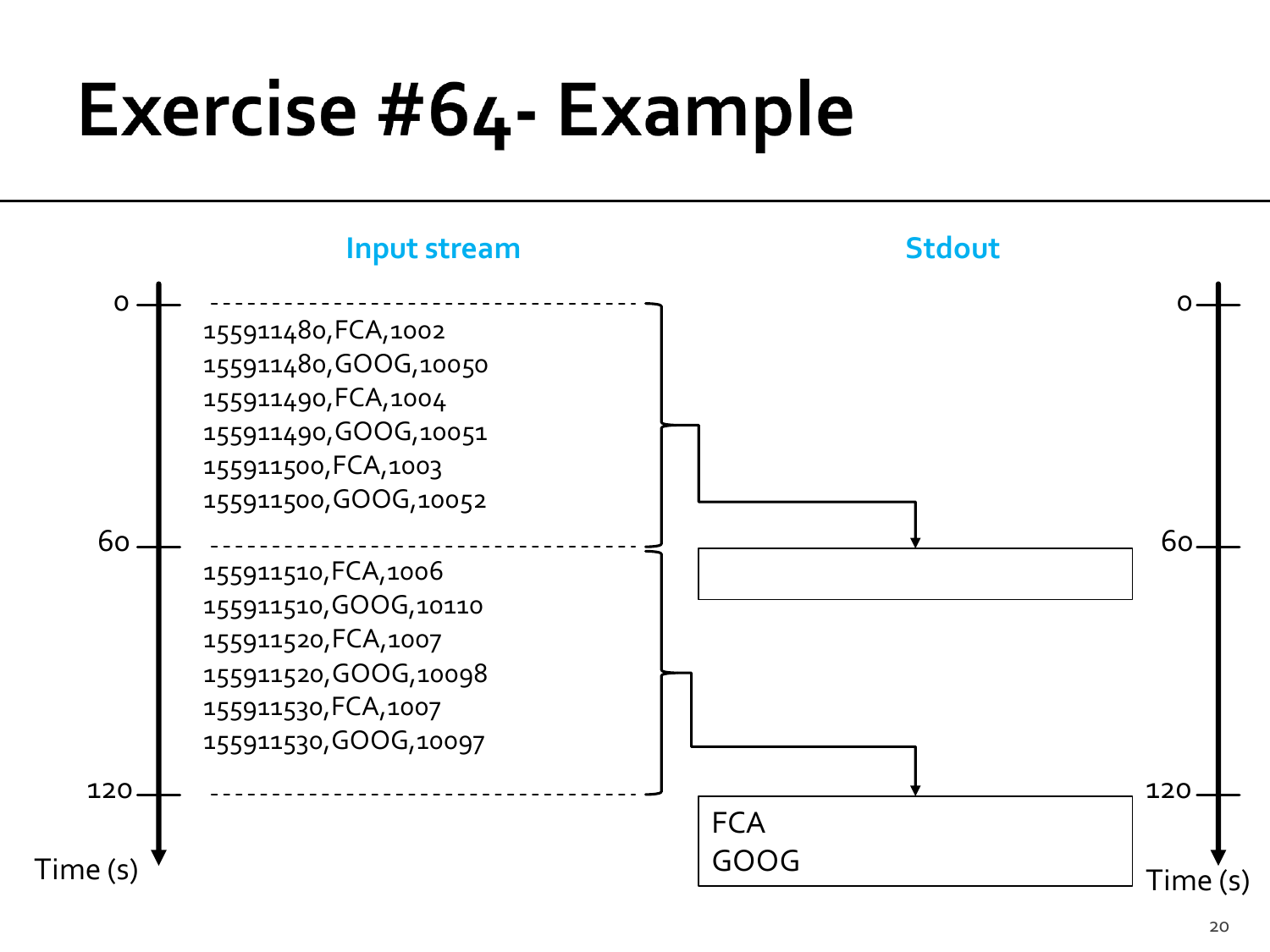# Exercise #64- Example

**Input stream**

0 — 60:

```
155911480,FCA,1002
155911480,GOOG,10050
155911490,FCA,1004
155911490,GOOG,10051
155911500,FCA,1003
155911500,GOOG,10052
```

60 — 120:

```
155911510,FCA,1006
155911510,GOOG,10110
155911520,FCA,1007
155911520,GOOG,10098
155911530,FCA,1007
155911530,GOOG,10097
```

Time (s)

**Stdout**

0

60:

```
```

120:

```
FCA
GOOG
```

Time (s)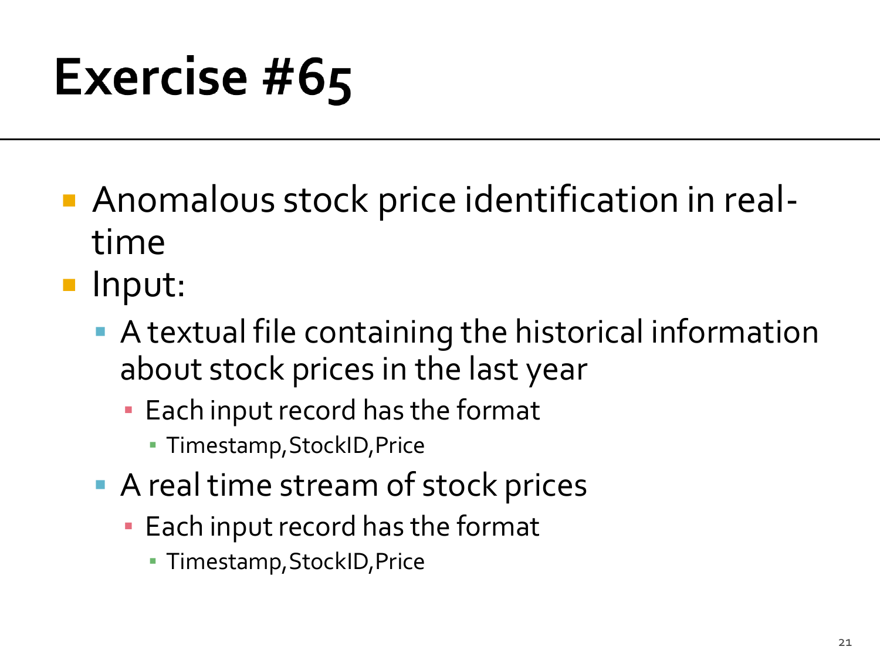# Exercise #65

- Anomalous stock price identification in real-time
- Input:
  - A textual file containing the historical information about stock prices in the last year
    - Each input record has the format
      - Timestamp,StockID,Price
  - A real time stream of stock prices
    - Each input record has the format
      - Timestamp,StockID,Price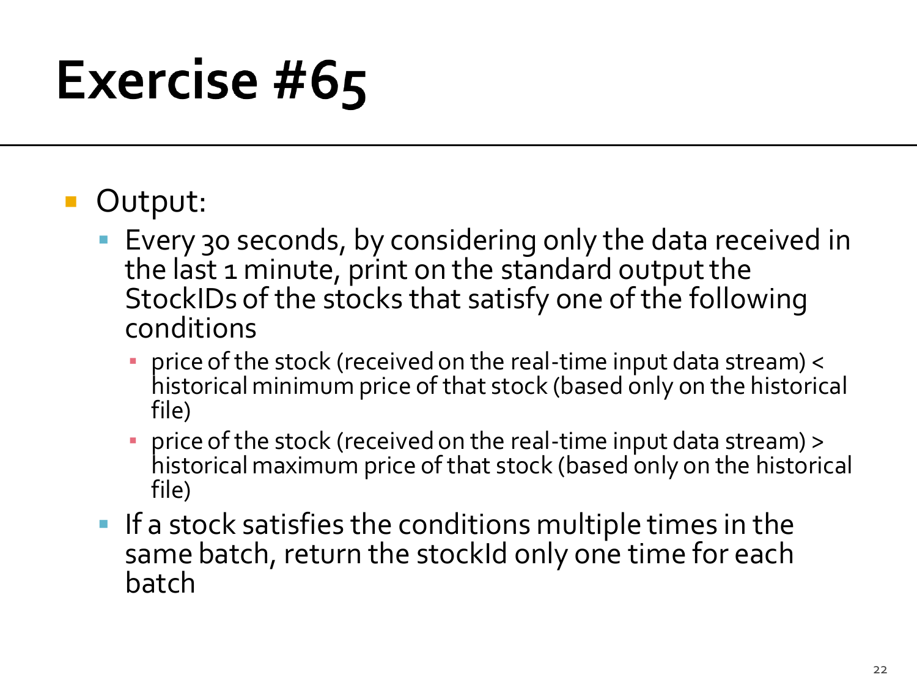# Exercise #65

- Output:
  - Every 30 seconds, by considering only the data received in the last 1 minute, print on the standard output the StockIDs of the stocks that satisfy one of the following conditions
    - price of the stock (received on the real-time input data stream) < historical minimum price of that stock (based only on the historical file)
    - price of the stock (received on the real-time input data stream) > historical maximum price of that stock (based only on the historical file)
  - If a stock satisfies the conditions multiple times in the same batch, return the stockId only one time for each batch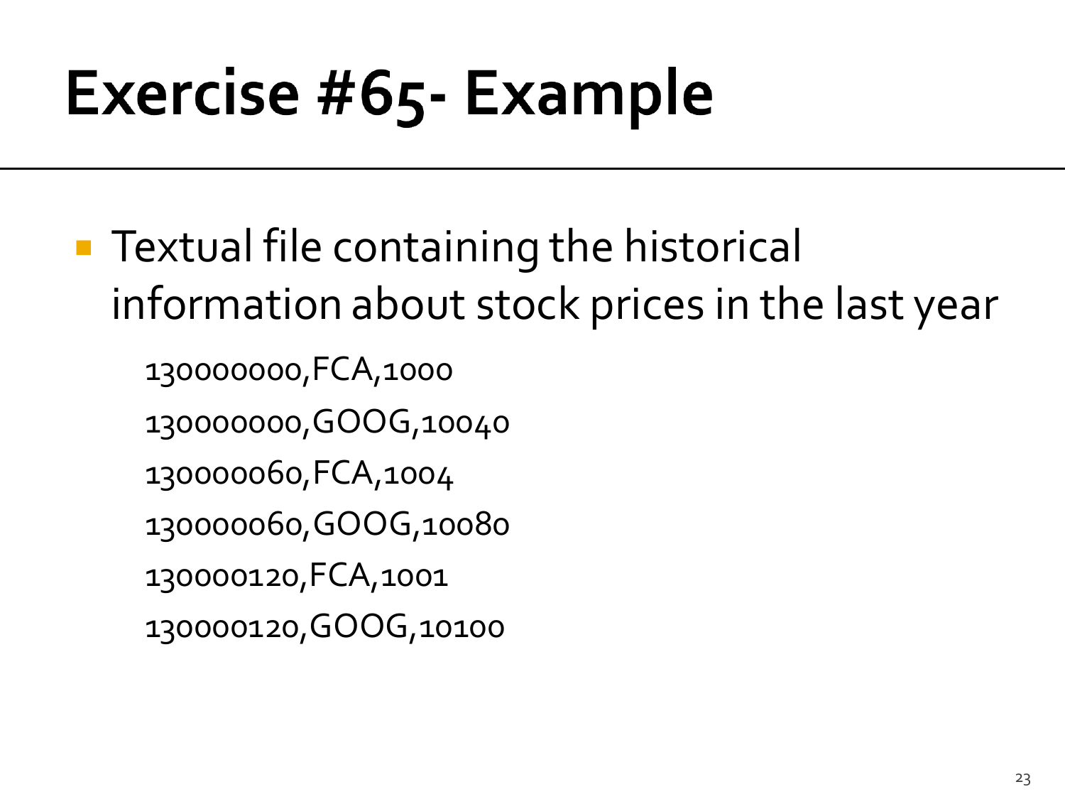# Exercise #65- Example

- Textual file containing the historical information about stock prices in the last year

```
130000000,FCA,1000
130000000,GOOG,10040
130000060,FCA,1004
130000060,GOOG,10080
130000120,FCA,1001
130000120,GOOG,10100
```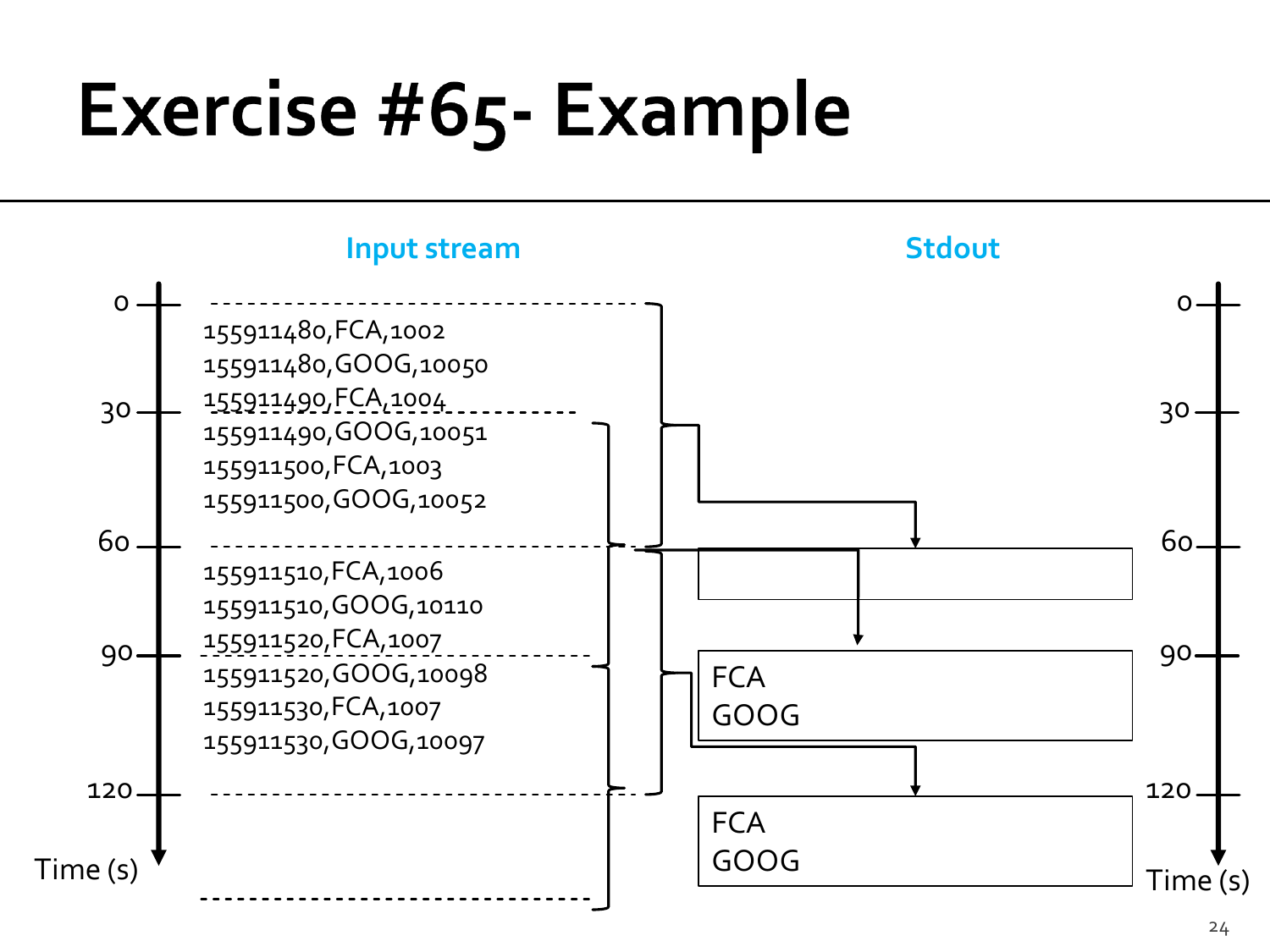# Exercise #65- Example

Input stream

Stdout

0

30

60

90

120

Time (s)

155911480,FCA,1002
155911480,GOOG,10050
155911490,FCA,1004
155911490,GOOG,10051
155911500,FCA,1003
155911500,GOOG,10052
155911510,FCA,1006
155911510,GOOG,10110
155911520,FCA,1007
155911520,GOOG,10098
155911530,FCA,1007
155911530,GOOG,10097

0

30

60

90

120

Time (s)

FCA
GOOG

FCA
GOOG